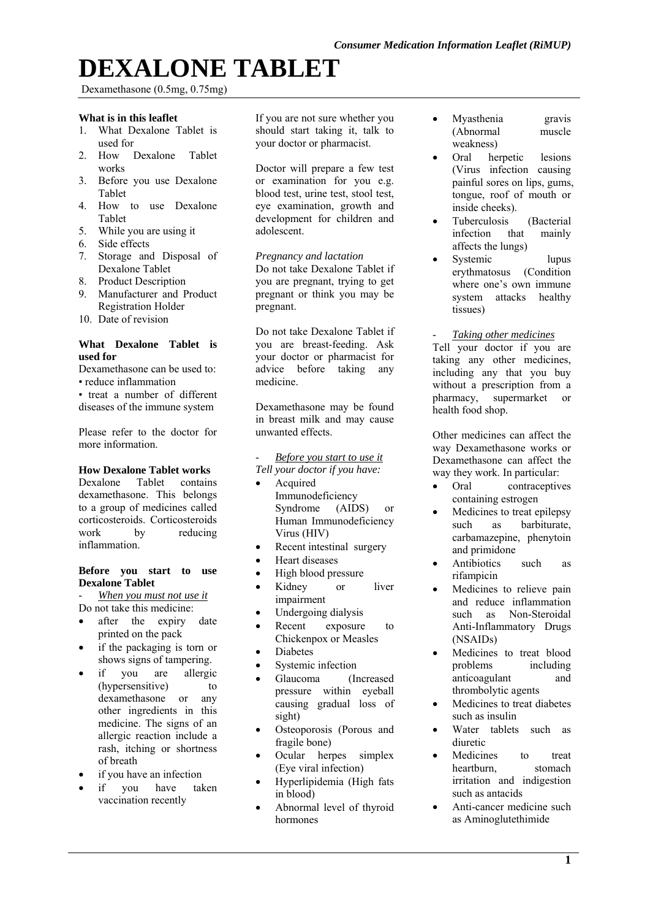# DEXALONE TABLET

Dexamethasone (0.5mg, 0.75mg)

**What is in this leaflet**

1. What Dexalone Tablet is used for
2. How Dexalone Tablet works
3. Before you use Dexalone Tablet
4. How to use Dexalone Tablet
5. While you are using it
6. Side effects
7. Storage and Disposal of Dexalone Tablet
8. Product Description
9. Manufacturer and Product Registration Holder
10. Date of revision

**What Dexalone Tablet is used for**

Dexamethasone can be used to:
• reduce inflammation
• treat a number of different diseases of the immune system

Please refer to the doctor for more information.

**How Dexalone Tablet works**

Dexalone Tablet contains dexamethasone. This belongs to a group of medicines called corticosteroids. Corticosteroids work by reducing inflammation.

**Before you start to use Dexalone Tablet**

- *When you must not use it*

Do not take this medicine:

- after the expiry date printed on the pack
- if the packaging is torn or shows signs of tampering.
- if you are allergic (hypersensitive) to dexamethasone or any other ingredients in this medicine. The signs of an allergic reaction include a rash, itching or shortness of breath
- if you have an infection
- if you have taken vaccination recently

If you are not sure whether you should start taking it, talk to your doctor or pharmacist.

Doctor will prepare a few test or examination for you e.g. blood test, urine test, stool test, eye examination, growth and development for children and adolescent.

*Pregnancy and lactation*

Do not take Dexalone Tablet if you are pregnant, trying to get pregnant or think you may be pregnant.

Do not take Dexalone Tablet if you are breast-feeding. Ask your doctor or pharmacist for advice before taking any medicine.

Dexamethasone may be found in breast milk and may cause unwanted effects.

- *Before you start to use it*

*Tell your doctor if you have:*

- Acquired Immunodeficiency Syndrome (AIDS) or Human Immunodeficiency Virus (HIV)
- Recent intestinal surgery
- Heart diseases
- High blood pressure
- Kidney or liver impairment
- Undergoing dialysis
- Recent exposure to Chickenpox or Measles
- Diabetes
- Systemic infection
- Glaucoma (Increased pressure within eyeball causing gradual loss of sight)
- Osteoporosis (Porous and fragile bone)
- Ocular herpes simplex (Eye viral infection)
- Hyperlipidemia (High fats in blood)
- Abnormal level of thyroid hormones
- Myasthenia gravis (Abnormal muscle weakness)
- Oral herpetic lesions (Virus infection causing painful sores on lips, gums, tongue, roof of mouth or inside cheeks).
- Tuberculosis (Bacterial infection that mainly affects the lungs)
- Systemic lupus erythmatosus (Condition where one's own immune system attacks healthy tissues)

- *Taking other medicines*

Tell your doctor if you are taking any other medicines, including any that you buy without a prescription from a pharmacy, supermarket or health food shop.

Other medicines can affect the way Dexamethasone works or Dexamethasone can affect the way they work. In particular:

- Oral contraceptives containing estrogen
- Medicines to treat epilepsy such as barbiturate, carbamazepine, phenytoin and primidone
- Antibiotics such as rifampicin
- Medicines to relieve pain and reduce inflammation such as Non-Steroidal Anti-Inflammatory Drugs (NSAIDs)
- Medicines to treat blood problems including anticoagulant and thrombolytic agents
- Medicines to treat diabetes such as insulin
- Water tablets such as diuretic
- Medicines to treat heartburn, stomach irritation and indigestion such as antacids
- Anti-cancer medicine such as Aminoglutethimide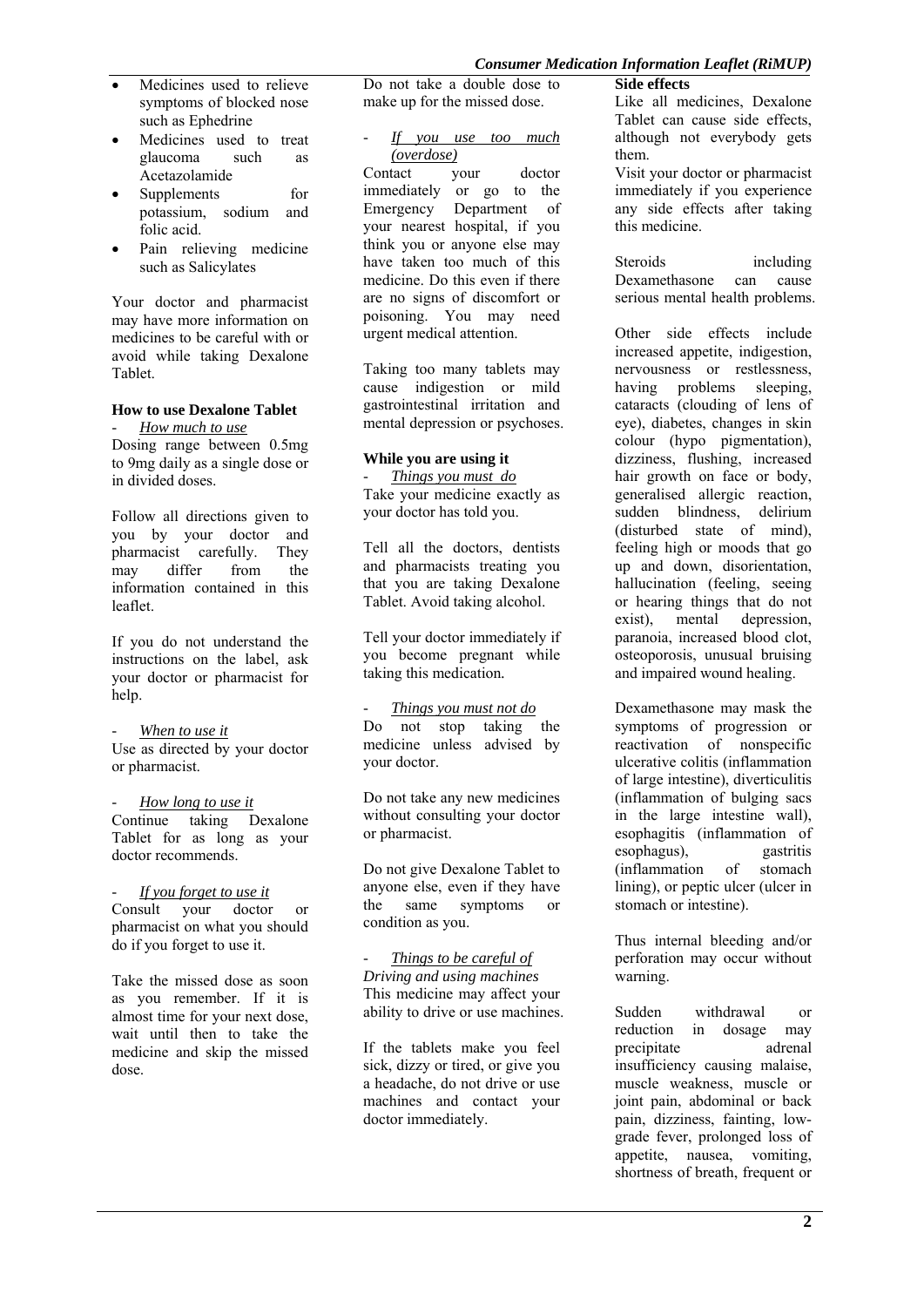- Medicines used to relieve symptoms of blocked nose such as Ephedrine
- Medicines used to treat glaucoma such as Acetazolamide
- Supplements for potassium, sodium and folic acid.
- Pain relieving medicine such as Salicylates

Your doctor and pharmacist may have more information on medicines to be careful with or avoid while taking Dexalone Tablet.

**How to use Dexalone Tablet**

- *How much to use*

Dosing range between 0.5mg to 9mg daily as a single dose or in divided doses.

Follow all directions given to you by your doctor and pharmacist carefully. They may differ from the information contained in this leaflet.

If you do not understand the instructions on the label, ask your doctor or pharmacist for help.

- *When to use it*

Use as directed by your doctor or pharmacist.

- *How long to use it*

Continue taking Dexalone Tablet for as long as your doctor recommends.

- *If you forget to use it*

Consult your doctor or pharmacist on what you should do if you forget to use it.

Take the missed dose as soon as you remember. If it is almost time for your next dose, wait until then to take the medicine and skip the missed dose.

Do not take a double dose to make up for the missed dose.

- *If you use too much (overdose)*

Contact your doctor immediately or go to the Emergency Department of your nearest hospital, if you think you or anyone else may have taken too much of this medicine. Do this even if there are no signs of discomfort or poisoning. You may need urgent medical attention.

Taking too many tablets may cause indigestion or mild gastrointestinal irritation and mental depression or psychoses.

**While you are using it**

- *Things you must do*

Take your medicine exactly as your doctor has told you.

Tell all the doctors, dentists and pharmacists treating you that you are taking Dexalone Tablet. Avoid taking alcohol.

Tell your doctor immediately if you become pregnant while taking this medication.

- *Things you must not do*

Do not stop taking the medicine unless advised by your doctor.

Do not take any new medicines without consulting your doctor or pharmacist.

Do not give Dexalone Tablet to anyone else, even if they have the same symptoms or condition as you.

- *Things to be careful of*

*Driving and using machines*

This medicine may affect your ability to drive or use machines.

If the tablets make you feel sick, dizzy or tired, or give you a headache, do not drive or use machines and contact your doctor immediately.

**Side effects**

Like all medicines, Dexalone Tablet can cause side effects, although not everybody gets them.

Visit your doctor or pharmacist immediately if you experience any side effects after taking this medicine.

Steroids including Dexamethasone can cause serious mental health problems.

Other side effects include increased appetite, indigestion, nervousness or restlessness, having problems sleeping, cataracts (clouding of lens of eye), diabetes, changes in skin colour (hypo pigmentation), dizziness, flushing, increased hair growth on face or body, generalised allergic reaction, sudden blindness, delirium (disturbed state of mind), feeling high or moods that go up and down, disorientation, hallucination (feeling, seeing or hearing things that do not exist), mental depression, paranoia, increased blood clot, osteoporosis, unusual bruising and impaired wound healing.

Dexamethasone may mask the symptoms of progression or reactivation of nonspecific ulcerative colitis (inflammation of large intestine), diverticulitis (inflammation of bulging sacs in the large intestine wall), esophagitis (inflammation of esophagus), gastritis (inflammation of stomach lining), or peptic ulcer (ulcer in stomach or intestine).

Thus internal bleeding and/or perforation may occur without warning.

Sudden withdrawal or reduction in dosage may precipitate adrenal insufficiency causing malaise, muscle weakness, muscle or joint pain, abdominal or back pain, dizziness, fainting, low-grade fever, prolonged loss of appetite, nausea, vomiting, shortness of breath, frequent or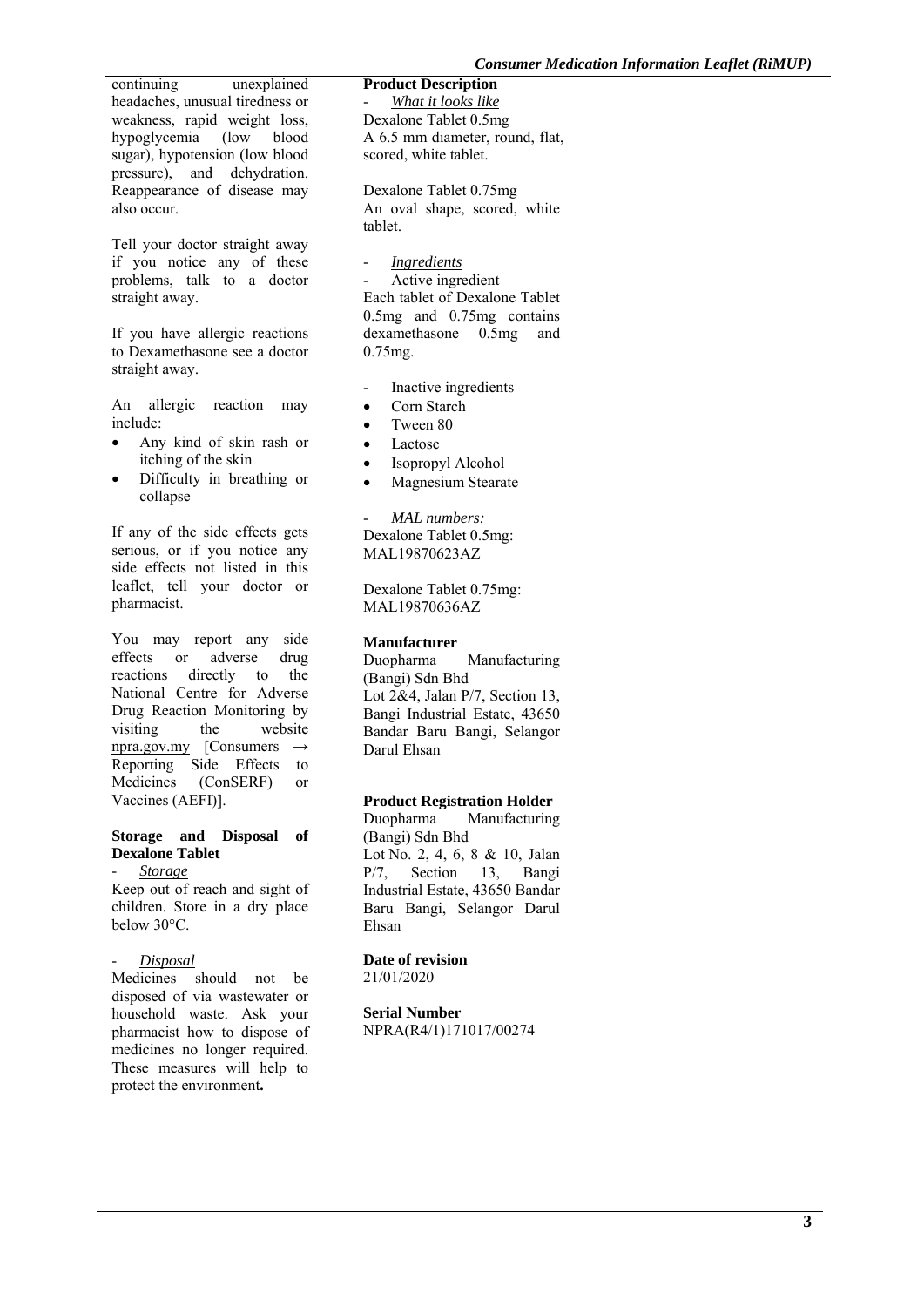continuing unexplained headaches, unusual tiredness or weakness, rapid weight loss, hypoglycemia (low blood sugar), hypotension (low blood pressure), and dehydration. Reappearance of disease may also occur.

Tell your doctor straight away if you notice any of these problems, talk to a doctor straight away.

If you have allergic reactions to Dexamethasone see a doctor straight away.

An allergic reaction may include:

- Any kind of skin rash or itching of the skin
- Difficulty in breathing or collapse

If any of the side effects gets serious, or if you notice any side effects not listed in this leaflet, tell your doctor or pharmacist.

You may report any side effects or adverse drug reactions directly to the National Centre for Adverse Drug Reaction Monitoring by visiting the website npra.gov.my [Consumers → Reporting Side Effects to Medicines (ConSERF) or Vaccines (AEFI)].

**Storage and Disposal of Dexalone Tablet**

- *Storage*

Keep out of reach and sight of children. Store in a dry place below 30°C.

- *Disposal*

Medicines should not be disposed of via wastewater or household waste. Ask your pharmacist how to dispose of medicines no longer required. These measures will help to protect the environment**.**

**Product Description**

- *What it looks like*

Dexalone Tablet 0.5mg
A 6.5 mm diameter, round, flat, scored, white tablet.

Dexalone Tablet 0.75mg
An oval shape, scored, white tablet.

- *Ingredients*
- Active ingredient

Each tablet of Dexalone Tablet 0.5mg and 0.75mg contains dexamethasone 0.5mg and 0.75mg.

- Inactive ingredients
- Corn Starch
- Tween 80
- Lactose
- Isopropyl Alcohol
- Magnesium Stearate

- *MAL numbers:*

Dexalone Tablet 0.5mg:
MAL19870623AZ

Dexalone Tablet 0.75mg:
MAL19870636AZ

**Manufacturer**

Duopharma Manufacturing (Bangi) Sdn Bhd
Lot 2&4, Jalan P/7, Section 13, Bangi Industrial Estate, 43650 Bandar Baru Bangi, Selangor Darul Ehsan

**Product Registration Holder**

Duopharma Manufacturing (Bangi) Sdn Bhd
Lot No. 2, 4, 6, 8 & 10, Jalan P/7, Section 13, Bangi Industrial Estate, 43650 Bandar Baru Bangi, Selangor Darul Ehsan

**Date of revision**

21/01/2020

**Serial Number**

NPRA(R4/1)171017/00274